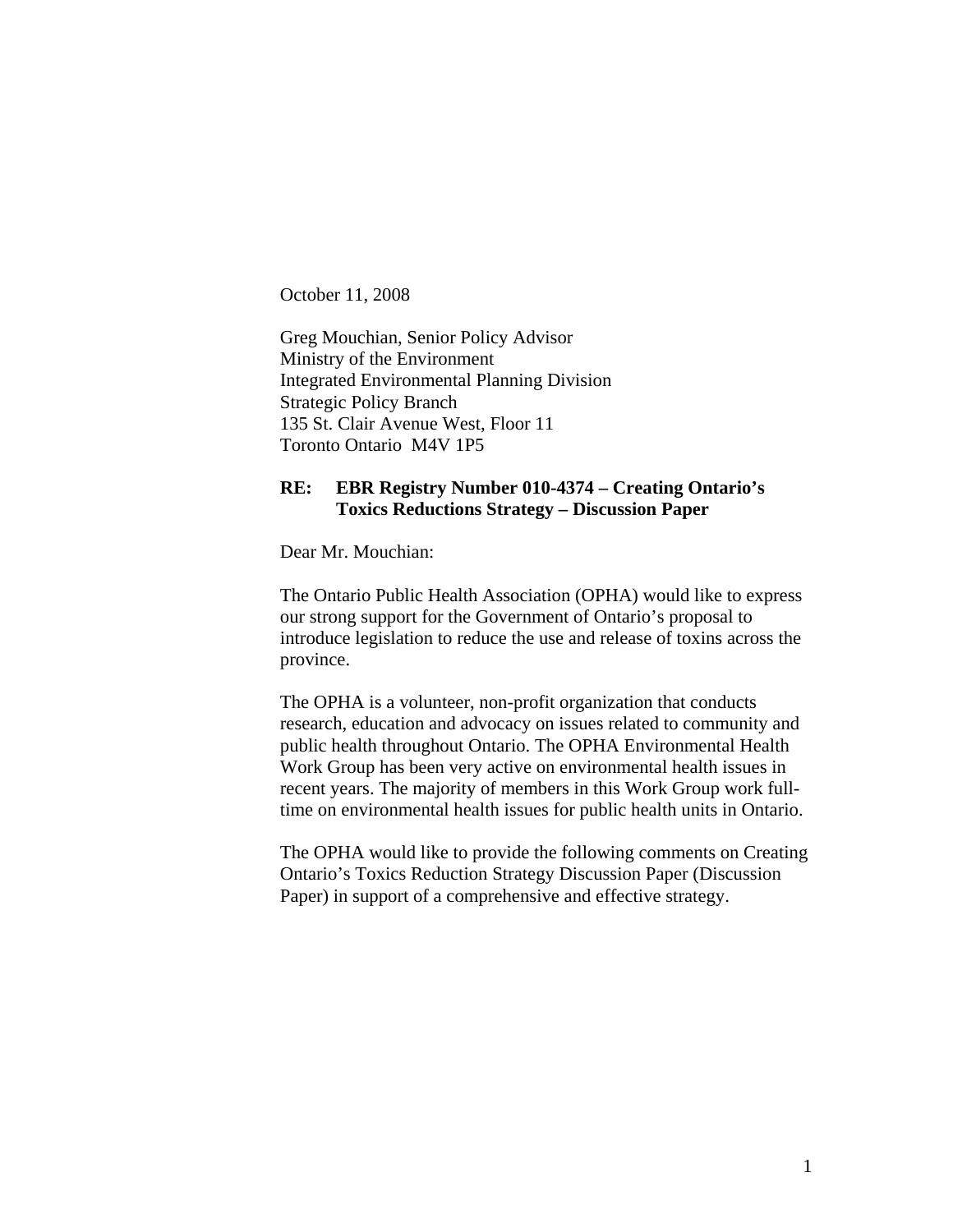October 11, 2008

Greg Mouchian, Senior Policy Advisor
Ministry of the Environment
Integrated Environmental Planning Division
Strategic Policy Branch
135 St. Clair Avenue West, Floor 11
Toronto Ontario  M4V 1P5

**RE: EBR Registry Number 010-4374 – Creating Ontario's Toxics Reductions Strategy – Discussion Paper**

Dear Mr. Mouchian:

The Ontario Public Health Association (OPHA) would like to express our strong support for the Government of Ontario's proposal to introduce legislation to reduce the use and release of toxins across the province.

The OPHA is a volunteer, non-profit organization that conducts research, education and advocacy on issues related to community and public health throughout Ontario. The OPHA Environmental Health Work Group has been very active on environmental health issues in recent years. The majority of members in this Work Group work full-time on environmental health issues for public health units in Ontario.

The OPHA would like to provide the following comments on Creating Ontario's Toxics Reduction Strategy Discussion Paper (Discussion Paper) in support of a comprehensive and effective strategy.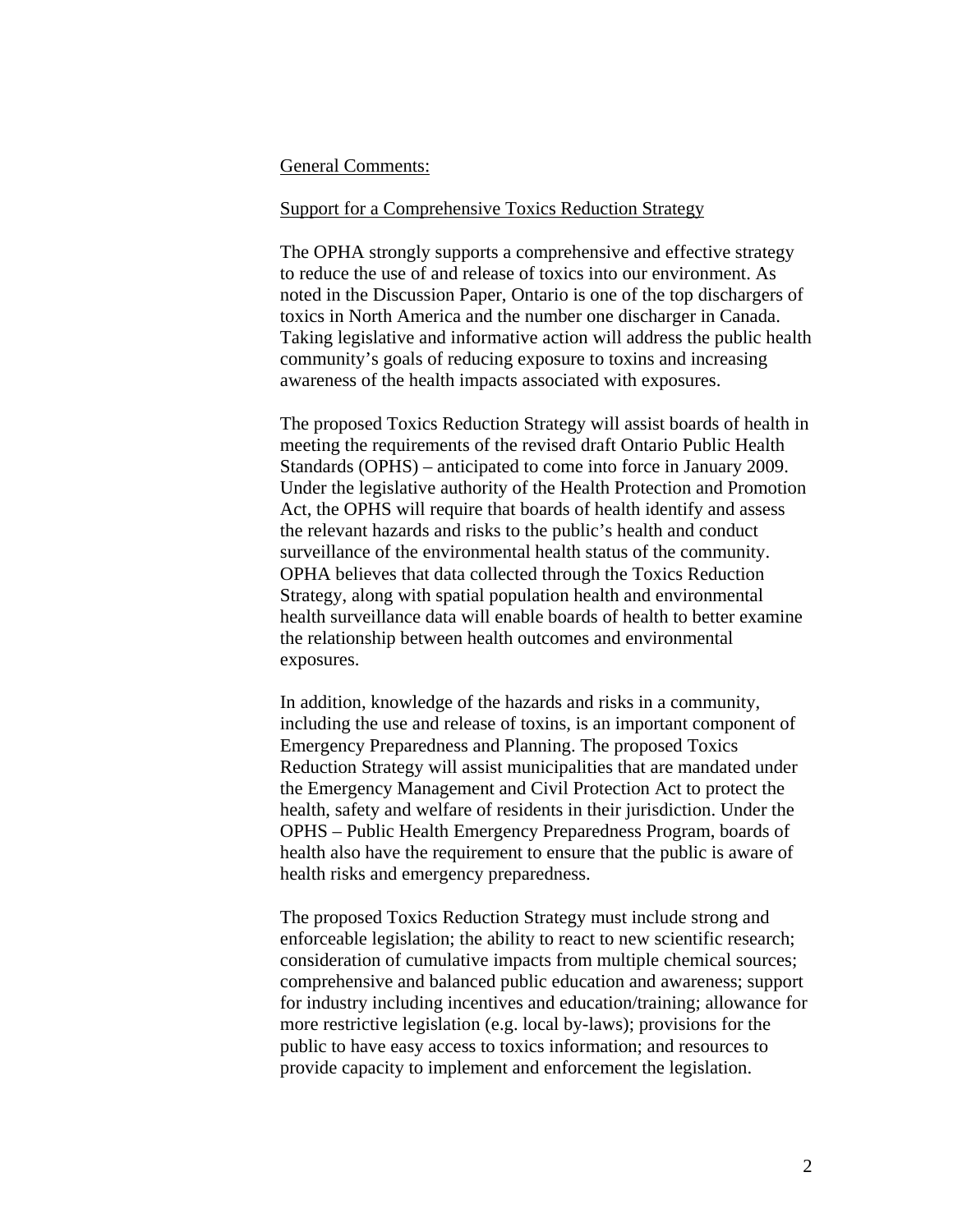## General Comments:

### Support for a Comprehensive Toxics Reduction Strategy

The OPHA strongly supports a comprehensive and effective strategy to reduce the use of and release of toxics into our environment. As noted in the Discussion Paper, Ontario is one of the top dischargers of toxics in North America and the number one discharger in Canada. Taking legislative and informative action will address the public health community's goals of reducing exposure to toxins and increasing awareness of the health impacts associated with exposures.

The proposed Toxics Reduction Strategy will assist boards of health in meeting the requirements of the revised draft Ontario Public Health Standards (OPHS) – anticipated to come into force in January 2009. Under the legislative authority of the Health Protection and Promotion Act, the OPHS will require that boards of health identify and assess the relevant hazards and risks to the public's health and conduct surveillance of the environmental health status of the community. OPHA believes that data collected through the Toxics Reduction Strategy, along with spatial population health and environmental health surveillance data will enable boards of health to better examine the relationship between health outcomes and environmental exposures.

In addition, knowledge of the hazards and risks in a community, including the use and release of toxins, is an important component of Emergency Preparedness and Planning. The proposed Toxics Reduction Strategy will assist municipalities that are mandated under the Emergency Management and Civil Protection Act to protect the health, safety and welfare of residents in their jurisdiction. Under the OPHS – Public Health Emergency Preparedness Program, boards of health also have the requirement to ensure that the public is aware of health risks and emergency preparedness.

The proposed Toxics Reduction Strategy must include strong and enforceable legislation; the ability to react to new scientific research; consideration of cumulative impacts from multiple chemical sources; comprehensive and balanced public education and awareness; support for industry including incentives and education/training; allowance for more restrictive legislation (e.g. local by-laws); provisions for the public to have easy access to toxics information; and resources to provide capacity to implement and enforcement the legislation.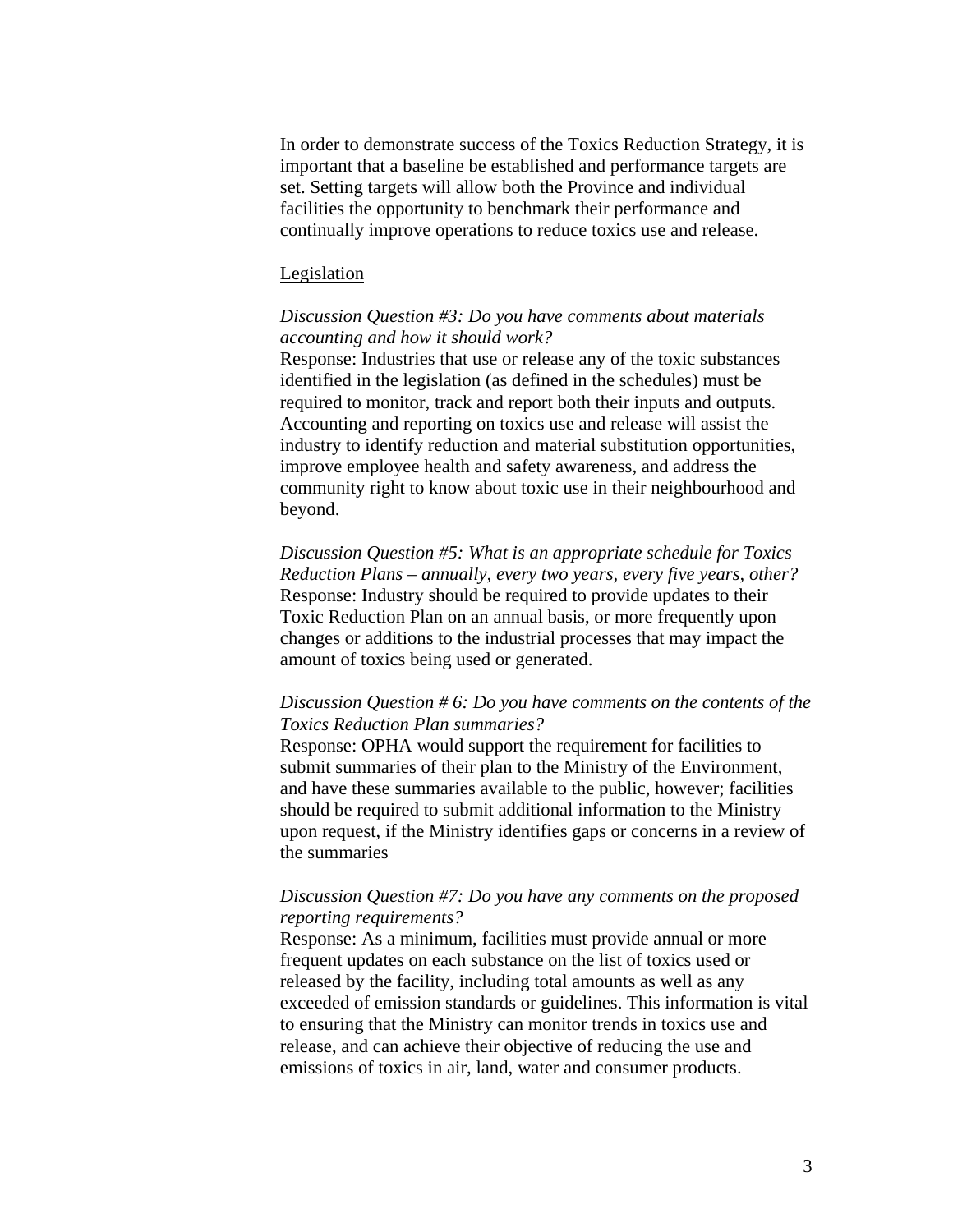In order to demonstrate success of the Toxics Reduction Strategy, it is important that a baseline be established and performance targets are set. Setting targets will allow both the Province and individual facilities the opportunity to benchmark their performance and continually improve operations to reduce toxics use and release.

<u>Legislation</u>

*Discussion Question #3: Do you have comments about materials accounting and how it should work?*
Response: Industries that use or release any of the toxic substances identified in the legislation (as defined in the schedules) must be required to monitor, track and report both their inputs and outputs. Accounting and reporting on toxics use and release will assist the industry to identify reduction and material substitution opportunities, improve employee health and safety awareness, and address the community right to know about toxic use in their neighbourhood and beyond.

*Discussion Question #5: What is an appropriate schedule for Toxics Reduction Plans – annually, every two years, every five years, other?*
Response: Industry should be required to provide updates to their Toxic Reduction Plan on an annual basis, or more frequently upon changes or additions to the industrial processes that may impact the amount of toxics being used or generated.

*Discussion Question # 6: Do you have comments on the contents of the Toxics Reduction Plan summaries?*
Response: OPHA would support the requirement for facilities to submit summaries of their plan to the Ministry of the Environment, and have these summaries available to the public, however; facilities should be required to submit additional information to the Ministry upon request, if the Ministry identifies gaps or concerns in a review of the summaries

*Discussion Question #7: Do you have any comments on the proposed reporting requirements?*
Response: As a minimum, facilities must provide annual or more frequent updates on each substance on the list of toxics used or released by the facility, including total amounts as well as any exceeded of emission standards or guidelines. This information is vital to ensuring that the Ministry can monitor trends in toxics use and release, and can achieve their objective of reducing the use and emissions of toxics in air, land, water and consumer products.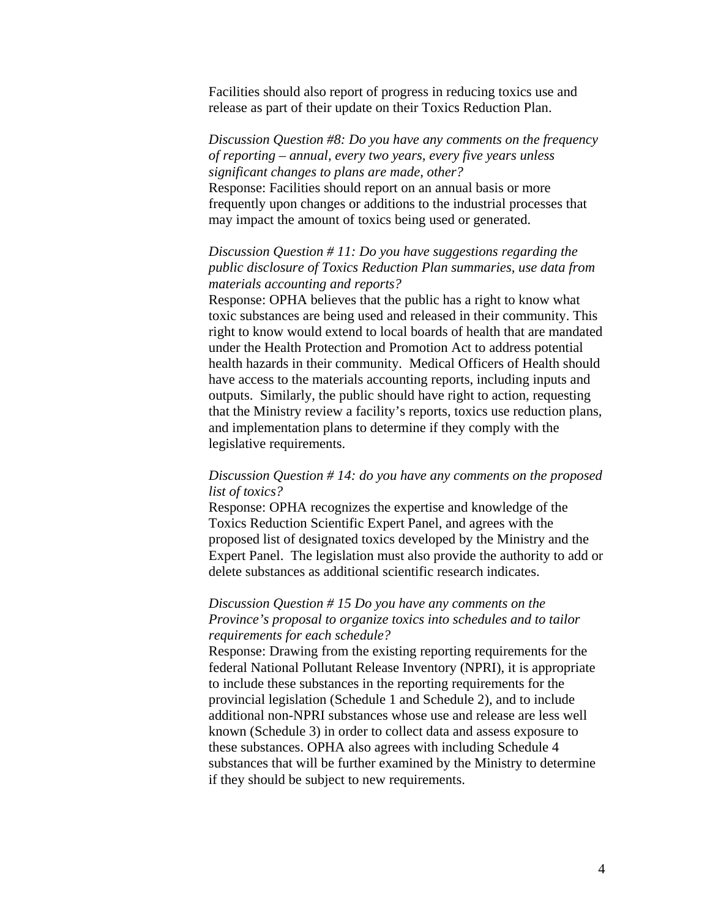Facilities should also report of progress in reducing toxics use and release as part of their update on their Toxics Reduction Plan.

*Discussion Question #8: Do you have any comments on the frequency of reporting – annual, every two years, every five years unless significant changes to plans are made, other?*
Response: Facilities should report on an annual basis or more frequently upon changes or additions to the industrial processes that may impact the amount of toxics being used or generated.

*Discussion Question # 11: Do you have suggestions regarding the public disclosure of Toxics Reduction Plan summaries, use data from materials accounting and reports?*
Response: OPHA believes that the public has a right to know what toxic substances are being used and released in their community. This right to know would extend to local boards of health that are mandated under the Health Protection and Promotion Act to address potential health hazards in their community. Medical Officers of Health should have access to the materials accounting reports, including inputs and outputs. Similarly, the public should have right to action, requesting that the Ministry review a facility's reports, toxics use reduction plans, and implementation plans to determine if they comply with the legislative requirements.

*Discussion Question # 14: do you have any comments on the proposed list of toxics?*
Response: OPHA recognizes the expertise and knowledge of the Toxics Reduction Scientific Expert Panel, and agrees with the proposed list of designated toxics developed by the Ministry and the Expert Panel. The legislation must also provide the authority to add or delete substances as additional scientific research indicates.

*Discussion Question # 15 Do you have any comments on the Province's proposal to organize toxics into schedules and to tailor requirements for each schedule?*
Response: Drawing from the existing reporting requirements for the federal National Pollutant Release Inventory (NPRI), it is appropriate to include these substances in the reporting requirements for the provincial legislation (Schedule 1 and Schedule 2), and to include additional non-NPRI substances whose use and release are less well known (Schedule 3) in order to collect data and assess exposure to these substances. OPHA also agrees with including Schedule 4 substances that will be further examined by the Ministry to determine if they should be subject to new requirements.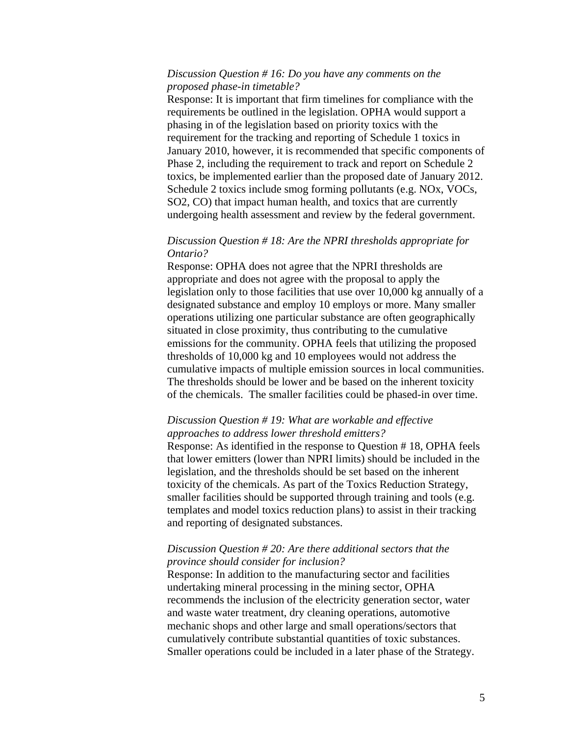*Discussion Question # 16: Do you have any comments on the proposed phase-in timetable?*

Response: It is important that firm timelines for compliance with the requirements be outlined in the legislation. OPHA would support a phasing in of the legislation based on priority toxics with the requirement for the tracking and reporting of Schedule 1 toxics in January 2010, however, it is recommended that specific components of Phase 2, including the requirement to track and report on Schedule 2 toxics, be implemented earlier than the proposed date of January 2012. Schedule 2 toxics include smog forming pollutants (e.g. NOx, VOCs, SO2, CO) that impact human health, and toxics that are currently undergoing health assessment and review by the federal government.

*Discussion Question # 18: Are the NPRI thresholds appropriate for Ontario?*

Response: OPHA does not agree that the NPRI thresholds are appropriate and does not agree with the proposal to apply the legislation only to those facilities that use over 10,000 kg annually of a designated substance and employ 10 employs or more. Many smaller operations utilizing one particular substance are often geographically situated in close proximity, thus contributing to the cumulative emissions for the community. OPHA feels that utilizing the proposed thresholds of 10,000 kg and 10 employees would not address the cumulative impacts of multiple emission sources in local communities. The thresholds should be lower and be based on the inherent toxicity of the chemicals. The smaller facilities could be phased-in over time.

*Discussion Question # 19: What are workable and effective approaches to address lower threshold emitters?*

Response: As identified in the response to Question # 18, OPHA feels that lower emitters (lower than NPRI limits) should be included in the legislation, and the thresholds should be set based on the inherent toxicity of the chemicals. As part of the Toxics Reduction Strategy, smaller facilities should be supported through training and tools (e.g. templates and model toxics reduction plans) to assist in their tracking and reporting of designated substances.

*Discussion Question # 20: Are there additional sectors that the province should consider for inclusion?*

Response: In addition to the manufacturing sector and facilities undertaking mineral processing in the mining sector, OPHA recommends the inclusion of the electricity generation sector, water and waste water treatment, dry cleaning operations, automotive mechanic shops and other large and small operations/sectors that cumulatively contribute substantial quantities of toxic substances. Smaller operations could be included in a later phase of the Strategy.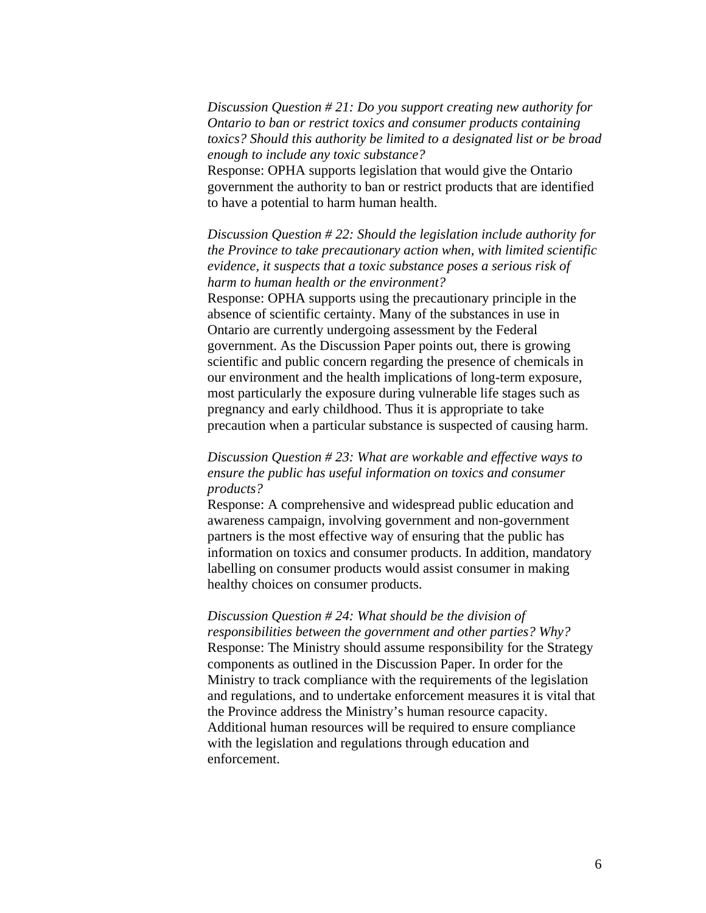*Discussion Question # 21: Do you support creating new authority for Ontario to ban or restrict toxics and consumer products containing toxics? Should this authority be limited to a designated list or be broad enough to include any toxic substance?*
Response: OPHA supports legislation that would give the Ontario government the authority to ban or restrict products that are identified to have a potential to harm human health.

*Discussion Question # 22: Should the legislation include authority for the Province to take precautionary action when, with limited scientific evidence, it suspects that a toxic substance poses a serious risk of harm to human health or the environment?*
Response: OPHA supports using the precautionary principle in the absence of scientific certainty. Many of the substances in use in Ontario are currently undergoing assessment by the Federal government. As the Discussion Paper points out, there is growing scientific and public concern regarding the presence of chemicals in our environment and the health implications of long-term exposure, most particularly the exposure during vulnerable life stages such as pregnancy and early childhood. Thus it is appropriate to take precaution when a particular substance is suspected of causing harm.

*Discussion Question # 23: What are workable and effective ways to ensure the public has useful information on toxics and consumer products?*
Response: A comprehensive and widespread public education and awareness campaign, involving government and non-government partners is the most effective way of ensuring that the public has information on toxics and consumer products. In addition, mandatory labelling on consumer products would assist consumer in making healthy choices on consumer products.

*Discussion Question # 24: What should be the division of responsibilities between the government and other parties? Why?*
Response: The Ministry should assume responsibility for the Strategy components as outlined in the Discussion Paper. In order for the Ministry to track compliance with the requirements of the legislation and regulations, and to undertake enforcement measures it is vital that the Province address the Ministry's human resource capacity. Additional human resources will be required to ensure compliance with the legislation and regulations through education and enforcement.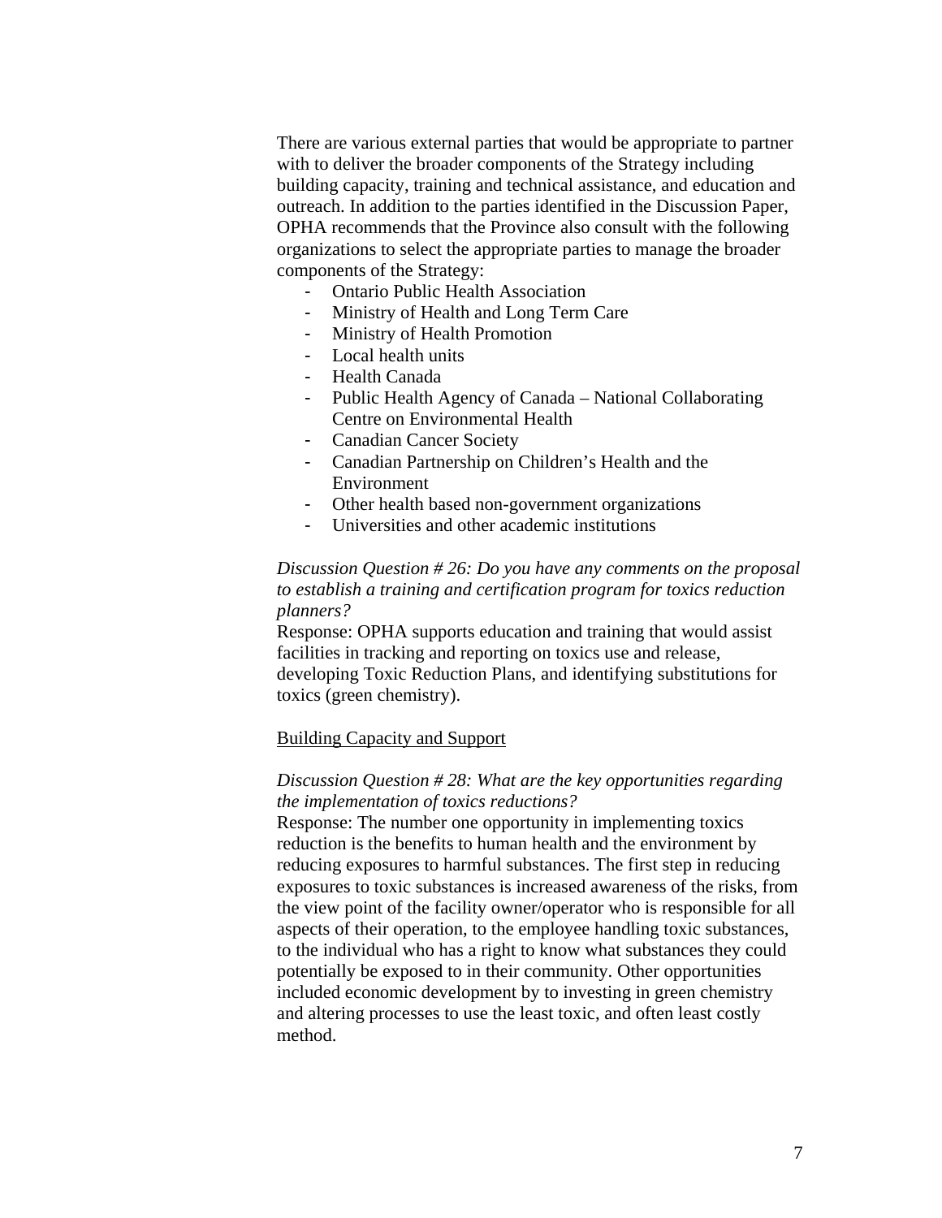There are various external parties that would be appropriate to partner with to deliver the broader components of the Strategy including building capacity, training and technical assistance, and education and outreach. In addition to the parties identified in the Discussion Paper, OPHA recommends that the Province also consult with the following organizations to select the appropriate parties to manage the broader components of the Strategy:

- Ontario Public Health Association
- Ministry of Health and Long Term Care
- Ministry of Health Promotion
- Local health units
- Health Canada
- Public Health Agency of Canada – National Collaborating Centre on Environmental Health
- Canadian Cancer Society
- Canadian Partnership on Children's Health and the Environment
- Other health based non-government organizations
- Universities and other academic institutions

*Discussion Question # 26: Do you have any comments on the proposal to establish a training and certification program for toxics reduction planners?*
Response: OPHA supports education and training that would assist facilities in tracking and reporting on toxics use and release, developing Toxic Reduction Plans, and identifying substitutions for toxics (green chemistry).

<u>Building Capacity and Support</u>

*Discussion Question # 28: What are the key opportunities regarding the implementation of toxics reductions?*
Response: The number one opportunity in implementing toxics reduction is the benefits to human health and the environment by reducing exposures to harmful substances. The first step in reducing exposures to toxic substances is increased awareness of the risks, from the view point of the facility owner/operator who is responsible for all aspects of their operation, to the employee handling toxic substances, to the individual who has a right to know what substances they could potentially be exposed to in their community. Other opportunities included economic development by to investing in green chemistry and altering processes to use the least toxic, and often least costly method.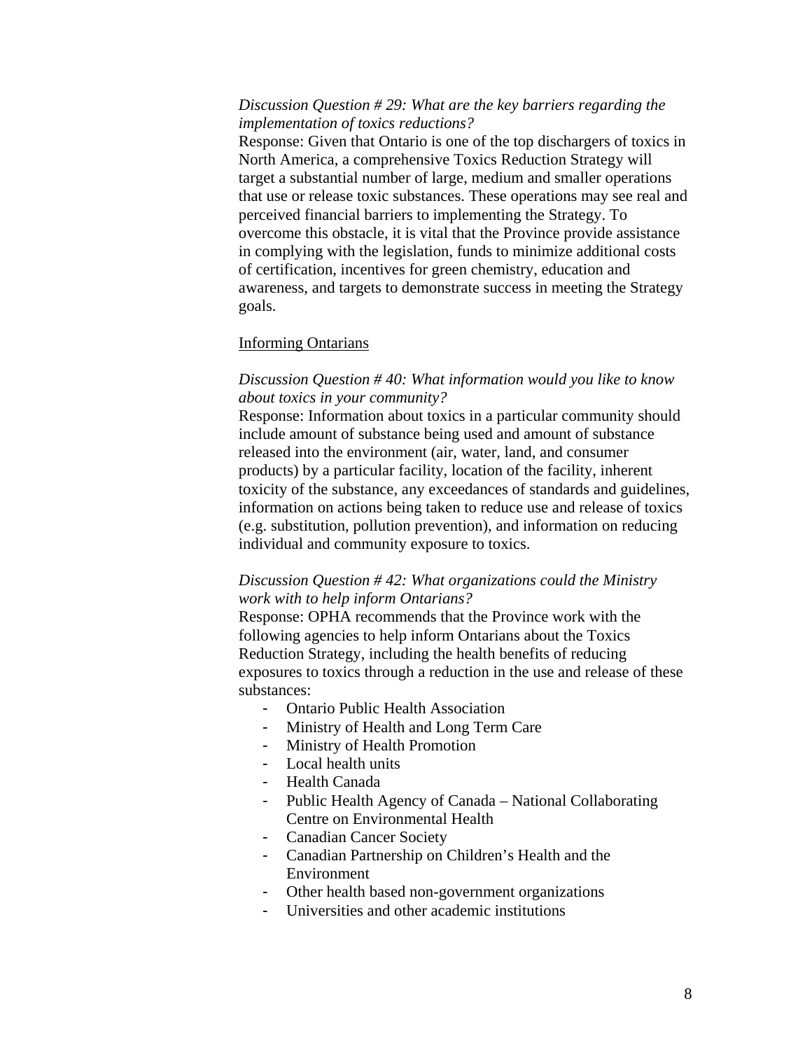*Discussion Question # 29: What are the key barriers regarding the implementation of toxics reductions?*
Response: Given that Ontario is one of the top dischargers of toxics in North America, a comprehensive Toxics Reduction Strategy will target a substantial number of large, medium and smaller operations that use or release toxic substances. These operations may see real and perceived financial barriers to implementing the Strategy. To overcome this obstacle, it is vital that the Province provide assistance in complying with the legislation, funds to minimize additional costs of certification, incentives for green chemistry, education and awareness, and targets to demonstrate success in meeting the Strategy goals.

<u>Informing Ontarians</u>

*Discussion Question # 40: What information would you like to know about toxics in your community?*
Response: Information about toxics in a particular community should include amount of substance being used and amount of substance released into the environment (air, water, land, and consumer products) by a particular facility, location of the facility, inherent toxicity of the substance, any exceedances of standards and guidelines, information on actions being taken to reduce use and release of toxics (e.g. substitution, pollution prevention), and information on reducing individual and community exposure to toxics.

*Discussion Question # 42: What organizations could the Ministry work with to help inform Ontarians?*
Response: OPHA recommends that the Province work with the following agencies to help inform Ontarians about the Toxics Reduction Strategy, including the health benefits of reducing exposures to toxics through a reduction in the use and release of these substances:

- Ontario Public Health Association
- Ministry of Health and Long Term Care
- Ministry of Health Promotion
- Local health units
- Health Canada
- Public Health Agency of Canada – National Collaborating Centre on Environmental Health
- Canadian Cancer Society
- Canadian Partnership on Children's Health and the Environment
- Other health based non-government organizations
- Universities and other academic institutions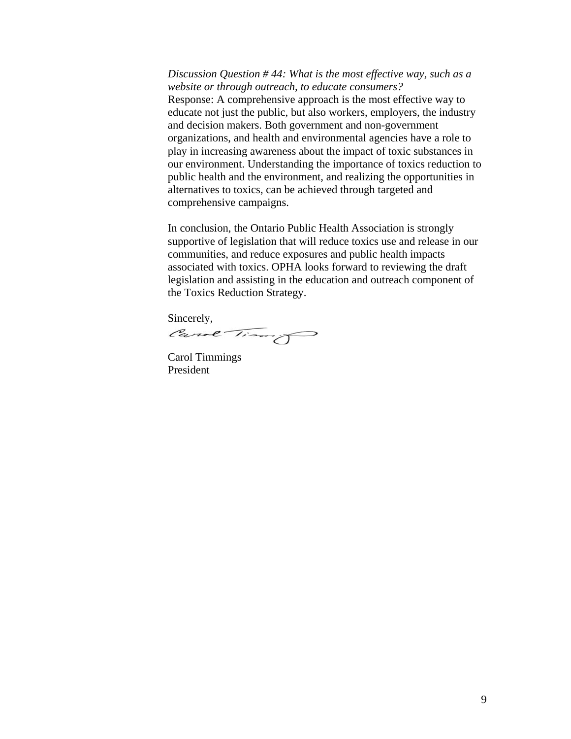*Discussion Question # 44: What is the most effective way, such as a website or through outreach, to educate consumers?*
Response: A comprehensive approach is the most effective way to educate not just the public, but also workers, employers, the industry and decision makers. Both government and non-government organizations, and health and environmental agencies have a role to play in increasing awareness about the impact of toxic substances in our environment. Understanding the importance of toxics reduction to public health and the environment, and realizing the opportunities in alternatives to toxics, can be achieved through targeted and comprehensive campaigns.

In conclusion, the Ontario Public Health Association is strongly supportive of legislation that will reduce toxics use and release in our communities, and reduce exposures and public health impacts associated with toxics. OPHA looks forward to reviewing the draft legislation and assisting in the education and outreach component of the Toxics Reduction Strategy.

Sincerely,

Carol Timmings
President